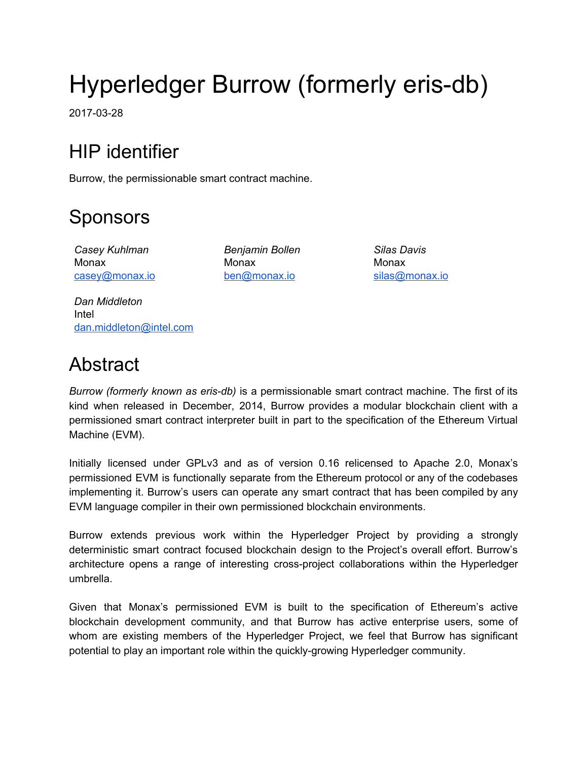# Hyperledger Burrow (formerly eris-db)

2017-03-28

## HIP identifier

Burrow, the permissionable smart contract machine.

## Sponsors

*Casey Kuhlman*
Monax
casey@monax.io

*Benjamin Bollen*
Monax
ben@monax.io

*Silas Davis*
Monax
silas@monax.io

*Dan Middleton*
Intel
dan.middleton@intel.com

## Abstract

*Burrow (formerly known as eris-db)* is a permissionable smart contract machine. The first of its kind when released in December, 2014, Burrow provides a modular blockchain client with a permissioned smart contract interpreter built in part to the specification of the Ethereum Virtual Machine (EVM).

Initially licensed under GPLv3 and as of version 0.16 relicensed to Apache 2.0, Monax's permissioned EVM is functionally separate from the Ethereum protocol or any of the codebases implementing it. Burrow's users can operate any smart contract that has been compiled by any EVM language compiler in their own permissioned blockchain environments.

Burrow extends previous work within the Hyperledger Project by providing a strongly deterministic smart contract focused blockchain design to the Project's overall effort. Burrow's architecture opens a range of interesting cross-project collaborations within the Hyperledger umbrella.

Given that Monax's permissioned EVM is built to the specification of Ethereum's active blockchain development community, and that Burrow has active enterprise users, some of whom are existing members of the Hyperledger Project, we feel that Burrow has significant potential to play an important role within the quickly-growing Hyperledger community.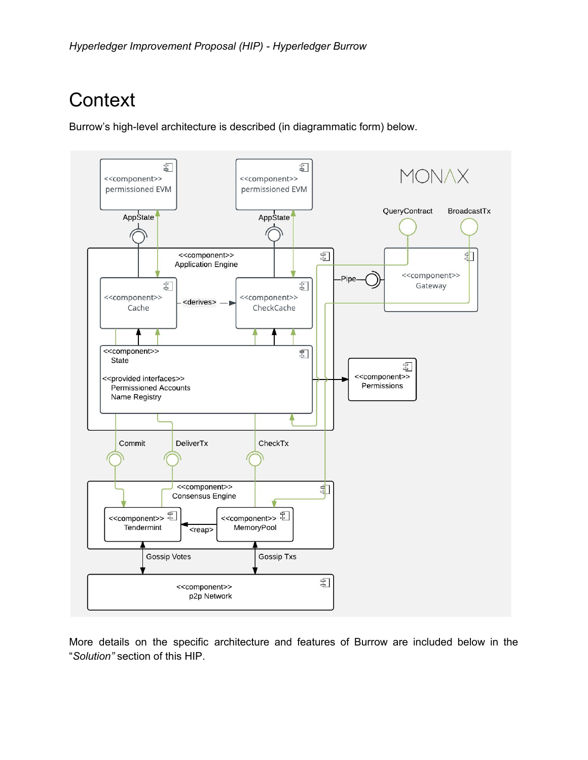# Context

Burrow's high-level architecture is described (in diagrammatic form) below.

More details on the specific architecture and features of Burrow are included below in the "*Solution"* section of this HIP.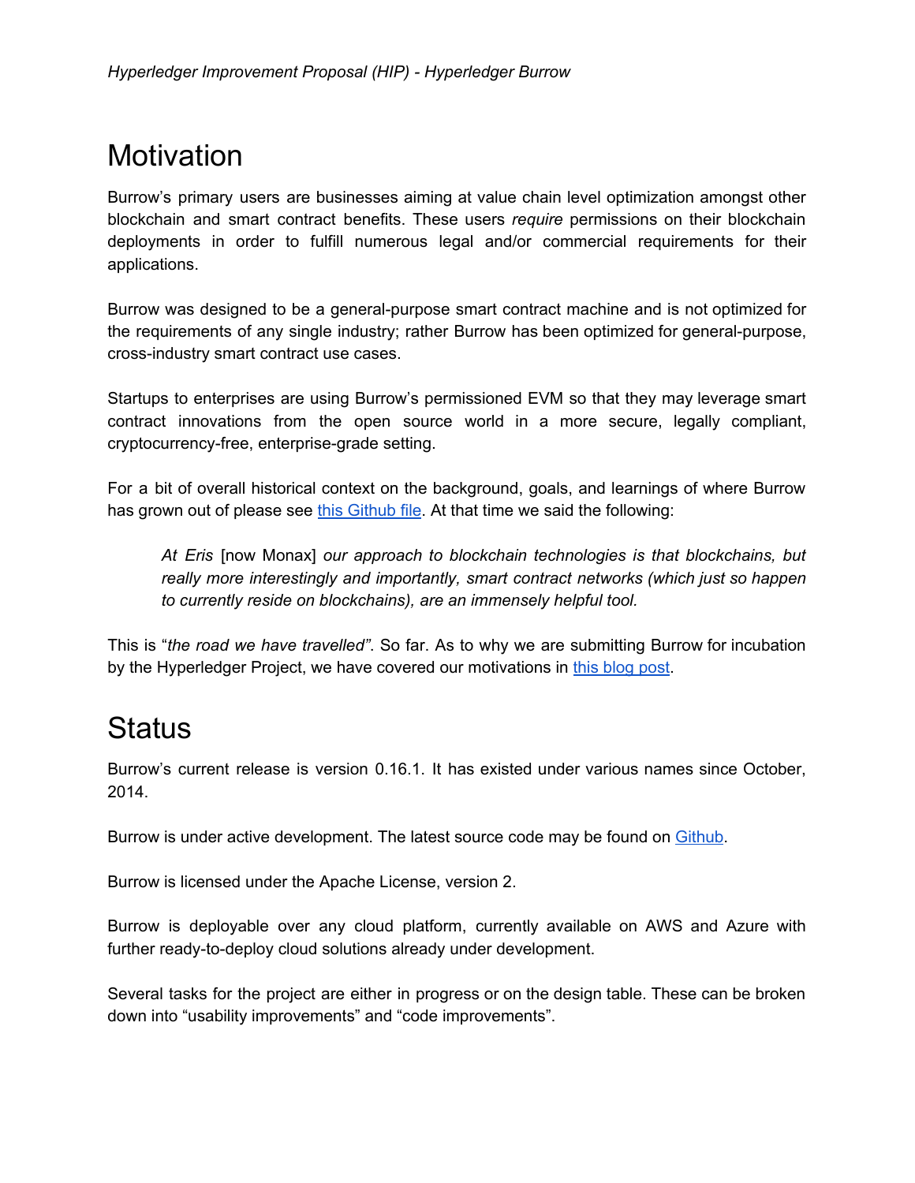# Motivation

Burrow's primary users are businesses aiming at value chain level optimization amongst other blockchain and smart contract benefits. These users *require* permissions on their blockchain deployments in order to fulfill numerous legal and/or commercial requirements for their applications.

Burrow was designed to be a general-purpose smart contract machine and is not optimized for the requirements of any single industry; rather Burrow has been optimized for general-purpose, cross-industry smart contract use cases.

Startups to enterprises are using Burrow's permissioned EVM so that they may leverage smart contract innovations from the open source world in a more secure, legally compliant, cryptocurrency-free, enterprise-grade setting.

For a bit of overall historical context on the background, goals, and learnings of where Burrow has grown out of please see [this Github file](). At that time we said the following:

> *At Eris* [now Monax] *our approach to blockchain technologies is that blockchains, but really more interestingly and importantly, smart contract networks (which just so happen to currently reside on blockchains), are an immensely helpful tool.*

This is "*the road we have travelled"*. So far. As to why we are submitting Burrow for incubation by the Hyperledger Project, we have covered our motivations in [this blog post]().

# Status

Burrow's current release is version 0.16.1. It has existed under various names since October, 2014.

Burrow is under active development. The latest source code may be found on [Github]().

Burrow is licensed under the Apache License, version 2.

Burrow is deployable over any cloud platform, currently available on AWS and Azure with further ready-to-deploy cloud solutions already under development.

Several tasks for the project are either in progress or on the design table. These can be broken down into "usability improvements" and "code improvements".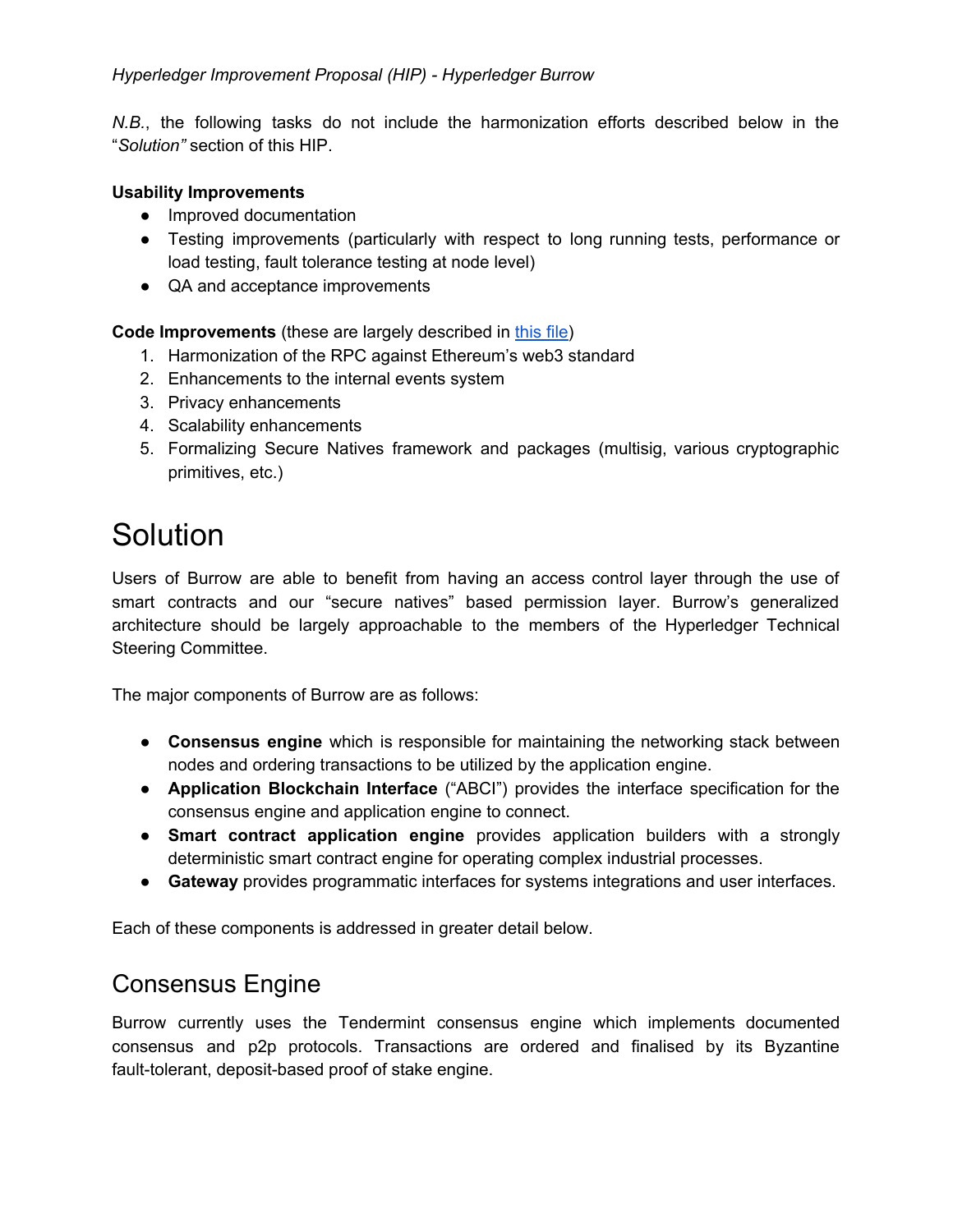*N.B.*, the following tasks do not include the harmonization efforts described below in the "*Solution"* section of this HIP.

**Usability Improvements**

- Improved documentation
- Testing improvements (particularly with respect to long running tests, performance or load testing, fault tolerance testing at node level)
- QA and acceptance improvements

**Code Improvements** (these are largely described in [this file](this file))

1. Harmonization of the RPC against Ethereum's web3 standard
2. Enhancements to the internal events system
3. Privacy enhancements
4. Scalability enhancements
5. Formalizing Secure Natives framework and packages (multisig, various cryptographic primitives, etc.)

# Solution

Users of Burrow are able to benefit from having an access control layer through the use of smart contracts and our "secure natives" based permission layer. Burrow's generalized architecture should be largely approachable to the members of the Hyperledger Technical Steering Committee.

The major components of Burrow are as follows:

- **Consensus engine** which is responsible for maintaining the networking stack between nodes and ordering transactions to be utilized by the application engine.
- **Application Blockchain Interface** ("ABCI") provides the interface specification for the consensus engine and application engine to connect.
- **Smart contract application engine** provides application builders with a strongly deterministic smart contract engine for operating complex industrial processes.
- **Gateway** provides programmatic interfaces for systems integrations and user interfaces.

Each of these components is addressed in greater detail below.

## Consensus Engine

Burrow currently uses the Tendermint consensus engine which implements documented consensus and p2p protocols. Transactions are ordered and finalised by its Byzantine fault-tolerant, deposit-based proof of stake engine.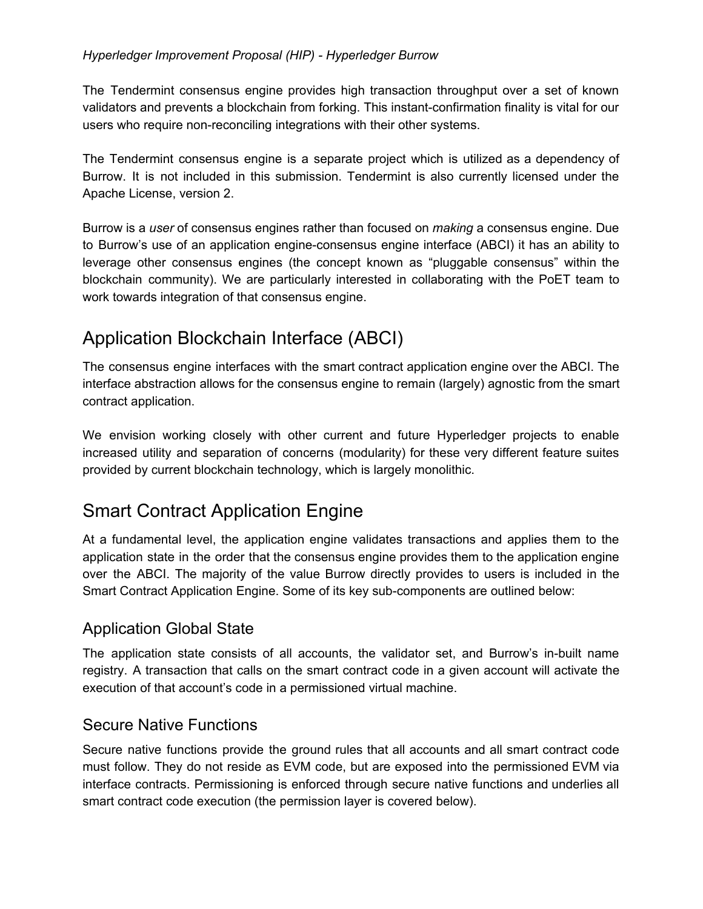The Tendermint consensus engine provides high transaction throughput over a set of known validators and prevents a blockchain from forking. This instant-confirmation finality is vital for our users who require non-reconciling integrations with their other systems.

The Tendermint consensus engine is a separate project which is utilized as a dependency of Burrow. It is not included in this submission. Tendermint is also currently licensed under the Apache License, version 2.

Burrow is a *user* of consensus engines rather than focused on *making* a consensus engine. Due to Burrow's use of an application engine-consensus engine interface (ABCI) it has an ability to leverage other consensus engines (the concept known as "pluggable consensus" within the blockchain community). We are particularly interested in collaborating with the PoET team to work towards integration of that consensus engine.

# Application Blockchain Interface (ABCI)

The consensus engine interfaces with the smart contract application engine over the ABCI. The interface abstraction allows for the consensus engine to remain (largely) agnostic from the smart contract application.

We envision working closely with other current and future Hyperledger projects to enable increased utility and separation of concerns (modularity) for these very different feature suites provided by current blockchain technology, which is largely monolithic.

# Smart Contract Application Engine

At a fundamental level, the application engine validates transactions and applies them to the application state in the order that the consensus engine provides them to the application engine over the ABCI. The majority of the value Burrow directly provides to users is included in the Smart Contract Application Engine. Some of its key sub-components are outlined below:

## Application Global State

The application state consists of all accounts, the validator set, and Burrow's in-built name registry. A transaction that calls on the smart contract code in a given account will activate the execution of that account's code in a permissioned virtual machine.

## Secure Native Functions

Secure native functions provide the ground rules that all accounts and all smart contract code must follow. They do not reside as EVM code, but are exposed into the permissioned EVM via interface contracts. Permissioning is enforced through secure native functions and underlies all smart contract code execution (the permission layer is covered below).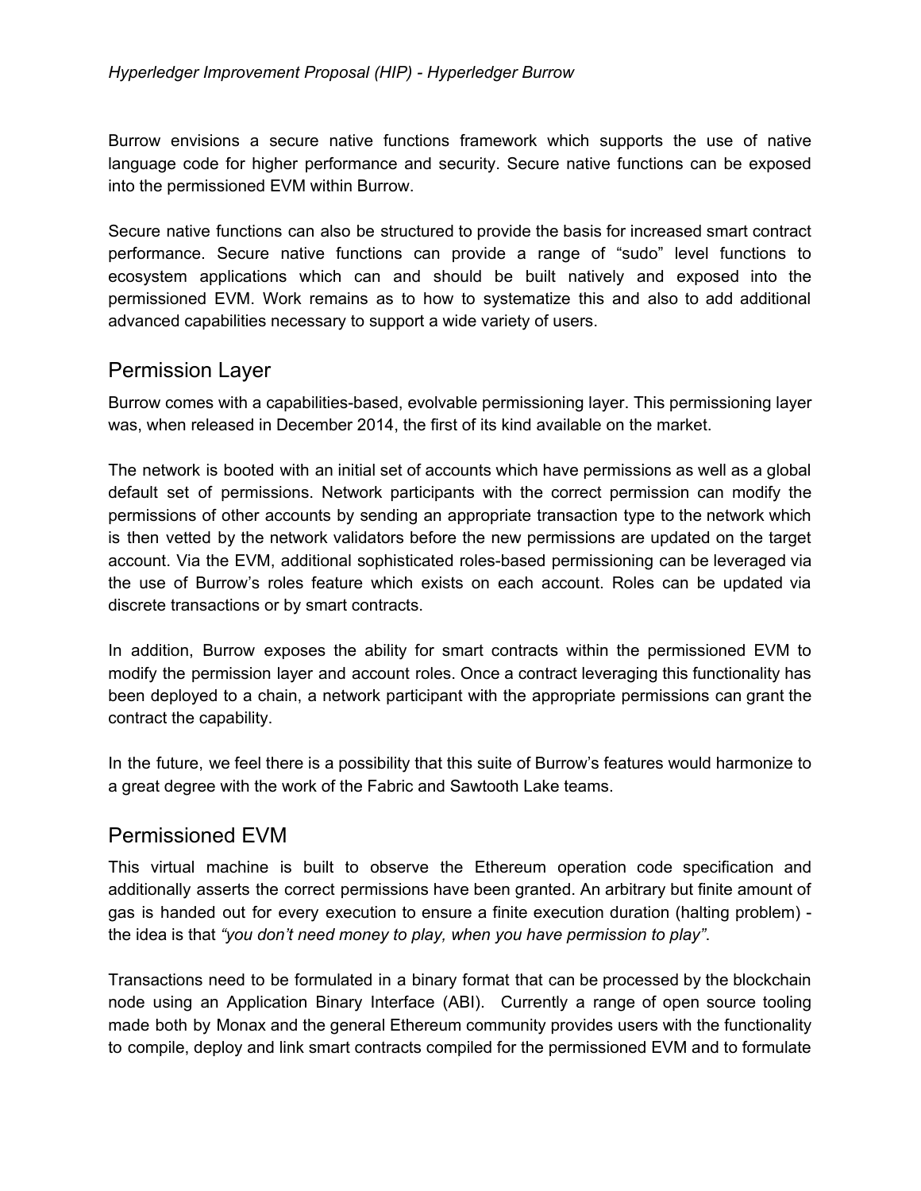Burrow envisions a secure native functions framework which supports the use of native language code for higher performance and security. Secure native functions can be exposed into the permissioned EVM within Burrow.

Secure native functions can also be structured to provide the basis for increased smart contract performance. Secure native functions can provide a range of “sudo” level functions to ecosystem applications which can and should be built natively and exposed into the permissioned EVM. Work remains as to how to systematize this and also to add additional advanced capabilities necessary to support a wide variety of users.

## Permission Layer

Burrow comes with a capabilities-based, evolvable permissioning layer. This permissioning layer was, when released in December 2014, the first of its kind available on the market.

The network is booted with an initial set of accounts which have permissions as well as a global default set of permissions. Network participants with the correct permission can modify the permissions of other accounts by sending an appropriate transaction type to the network which is then vetted by the network validators before the new permissions are updated on the target account. Via the EVM, additional sophisticated roles-based permissioning can be leveraged via the use of Burrow’s roles feature which exists on each account. Roles can be updated via discrete transactions or by smart contracts.

In addition, Burrow exposes the ability for smart contracts within the permissioned EVM to modify the permission layer and account roles. Once a contract leveraging this functionality has been deployed to a chain, a network participant with the appropriate permissions can grant the contract the capability.

In the future, we feel there is a possibility that this suite of Burrow’s features would harmonize to a great degree with the work of the Fabric and Sawtooth Lake teams.

## Permissioned EVM

This virtual machine is built to observe the Ethereum operation code specification and additionally asserts the correct permissions have been granted. An arbitrary but finite amount of gas is handed out for every execution to ensure a finite execution duration (halting problem) - the idea is that *“you don’t need money to play, when you have permission to play”*.

Transactions need to be formulated in a binary format that can be processed by the blockchain node using an Application Binary Interface (ABI). Currently a range of open source tooling made both by Monax and the general Ethereum community provides users with the functionality to compile, deploy and link smart contracts compiled for the permissioned EVM and to formulate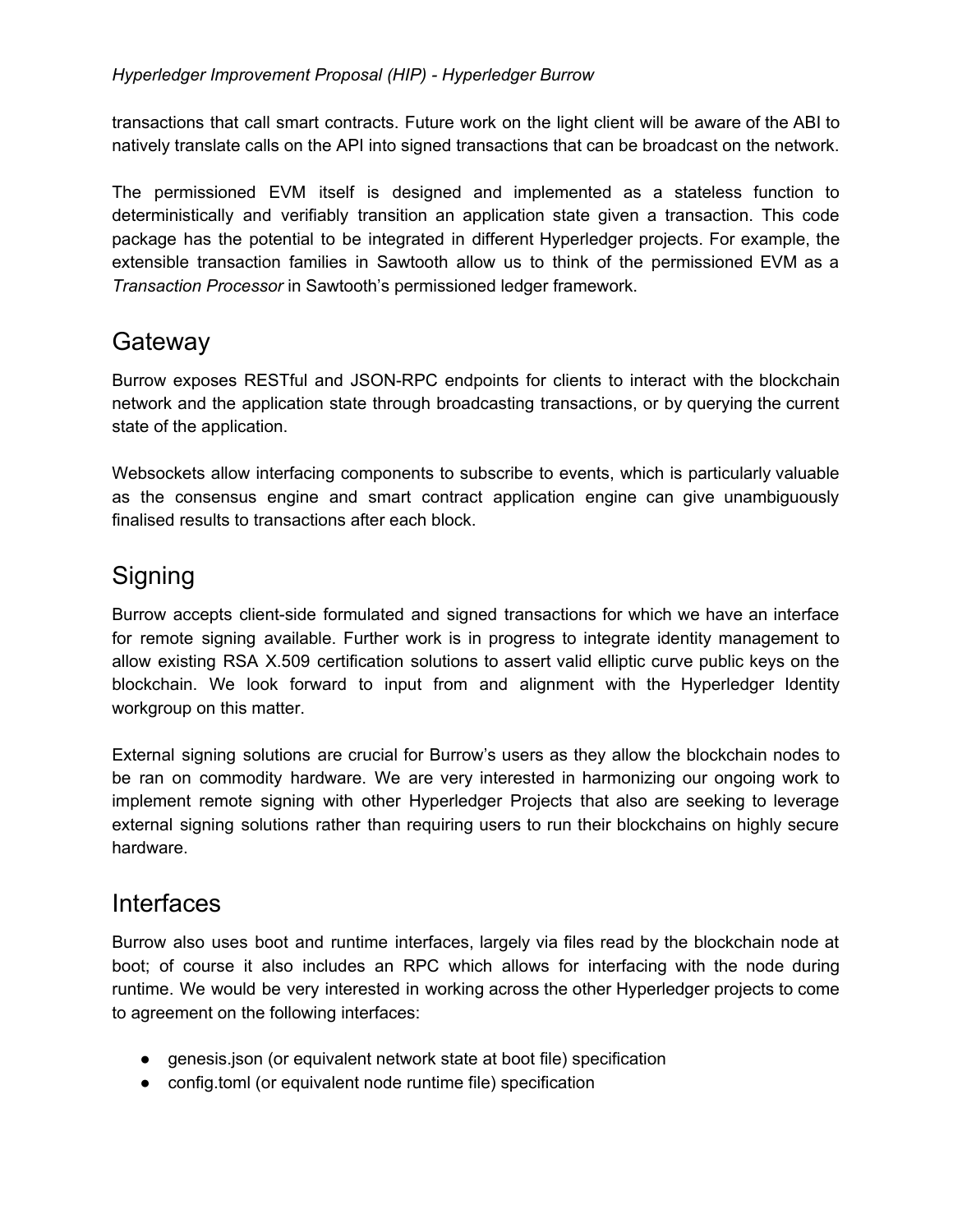transactions that call smart contracts. Future work on the light client will be aware of the ABI to natively translate calls on the API into signed transactions that can be broadcast on the network.

The permissioned EVM itself is designed and implemented as a stateless function to deterministically and verifiably transition an application state given a transaction. This code package has the potential to be integrated in different Hyperledger projects. For example, the extensible transaction families in Sawtooth allow us to think of the permissioned EVM as a *Transaction Processor* in Sawtooth's permissioned ledger framework.

## Gateway

Burrow exposes RESTful and JSON-RPC endpoints for clients to interact with the blockchain network and the application state through broadcasting transactions, or by querying the current state of the application.

Websockets allow interfacing components to subscribe to events, which is particularly valuable as the consensus engine and smart contract application engine can give unambiguously finalised results to transactions after each block.

## Signing

Burrow accepts client-side formulated and signed transactions for which we have an interface for remote signing available. Further work is in progress to integrate identity management to allow existing RSA X.509 certification solutions to assert valid elliptic curve public keys on the blockchain. We look forward to input from and alignment with the Hyperledger Identity workgroup on this matter.

External signing solutions are crucial for Burrow's users as they allow the blockchain nodes to be ran on commodity hardware. We are very interested in harmonizing our ongoing work to implement remote signing with other Hyperledger Projects that also are seeking to leverage external signing solutions rather than requiring users to run their blockchains on highly secure hardware.

## Interfaces

Burrow also uses boot and runtime interfaces, largely via files read by the blockchain node at boot; of course it also includes an RPC which allows for interfacing with the node during runtime. We would be very interested in working across the other Hyperledger projects to come to agreement on the following interfaces:

- genesis.json (or equivalent network state at boot file) specification
- config.toml (or equivalent node runtime file) specification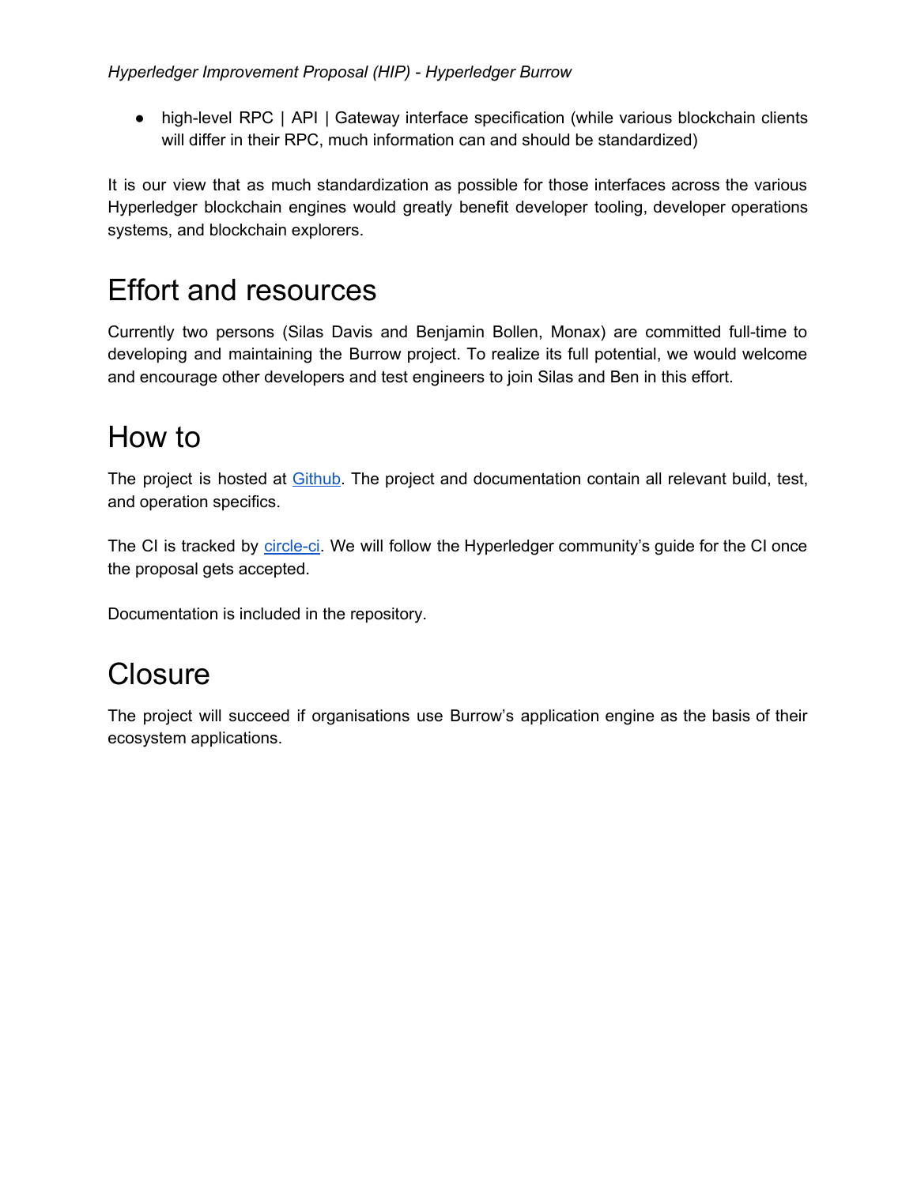- high-level RPC | API | Gateway interface specification (while various blockchain clients will differ in their RPC, much information can and should be standardized)

It is our view that as much standardization as possible for those interfaces across the various Hyperledger blockchain engines would greatly benefit developer tooling, developer operations systems, and blockchain explorers.

# Effort and resources

Currently two persons (Silas Davis and Benjamin Bollen, Monax) are committed full-time to developing and maintaining the Burrow project. To realize its full potential, we would welcome and encourage other developers and test engineers to join Silas and Ben in this effort.

# How to

The project is hosted at Github. The project and documentation contain all relevant build, test, and operation specifics.

The CI is tracked by circle-ci. We will follow the Hyperledger community's guide for the CI once the proposal gets accepted.

Documentation is included in the repository.

# Closure

The project will succeed if organisations use Burrow's application engine as the basis of their ecosystem applications.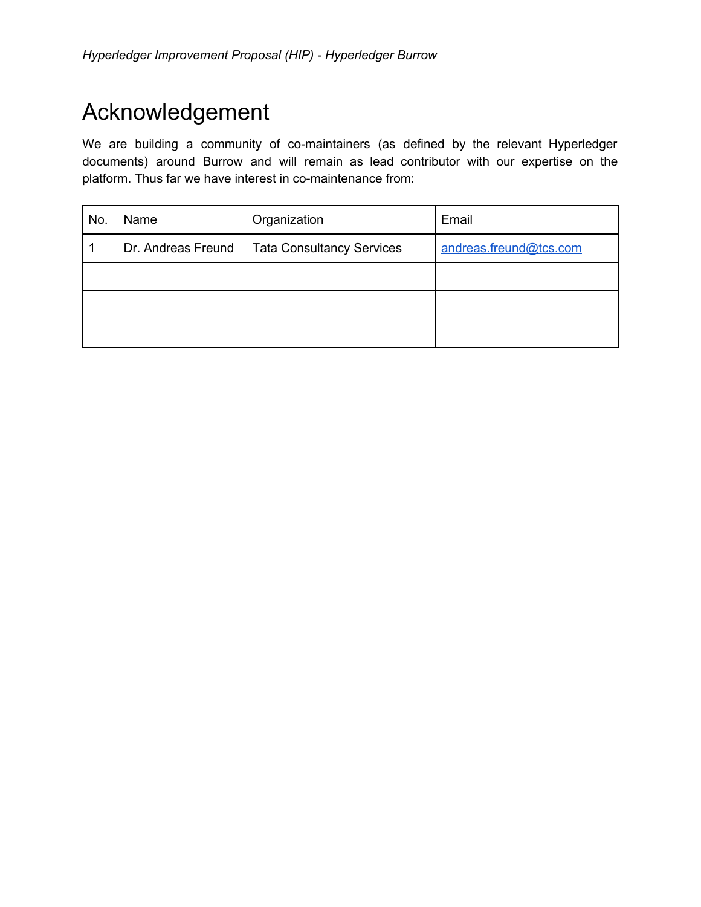# Acknowledgement

We are building a community of co-maintainers (as defined by the relevant Hyperledger documents) around Burrow and will remain as lead contributor with our expertise on the platform. Thus far we have interest in co-maintenance from:

| No. | Name | Organization | Email |
|---|---|---|---|
| 1 | Dr. Andreas Freund | Tata Consultancy Services | andreas.freund@tcs.com |
| | | | |
| | | | |
| | | | |